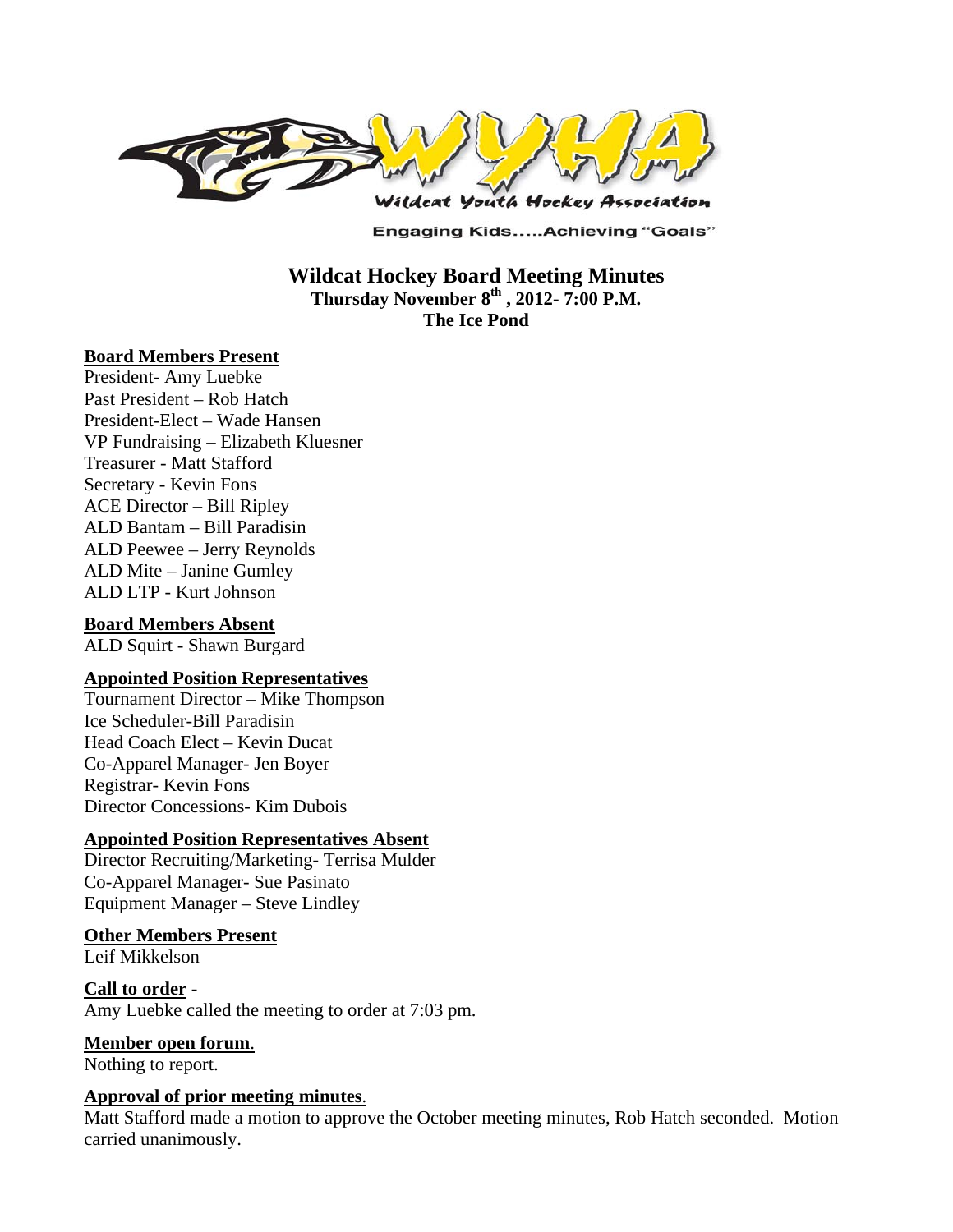WYHA

Wildcat Youth Hockey Association

Engaging Kids.....Achieving "Goals"

# Wildcat Hockey Board Meeting Minutes

**Thursday November 8th , 2012- 7:00 P.M.**

**The Ice Pond**

## Board Members Present

President- Amy Luebke
Past President – Rob Hatch
President-Elect – Wade Hansen
VP Fundraising – Elizabeth Kluesner
Treasurer - Matt Stafford
Secretary - Kevin Fons
ACE Director – Bill Ripley
ALD Bantam – Bill Paradisin
ALD Peewee – Jerry Reynolds
ALD Mite – Janine Gumley
ALD LTP - Kurt Johnson

## Board Members Absent

ALD Squirt - Shawn Burgard

## Appointed Position Representatives

Tournament Director – Mike Thompson
Ice Scheduler-Bill Paradisin
Head Coach Elect – Kevin Ducat
Co-Apparel Manager- Jen Boyer
Registrar- Kevin Fons
Director Concessions- Kim Dubois

## Appointed Position Representatives Absent

Director Recruiting/Marketing- Terrisa Mulder
Co-Apparel Manager- Sue Pasinato
Equipment Manager – Steve Lindley

## Other Members Present

Leif Mikkelson

## Call to order -

Amy Luebke called the meeting to order at 7:03 pm.

## Member open forum.

Nothing to report.

## Approval of prior meeting minutes.

Matt Stafford made a motion to approve the October meeting minutes, Rob Hatch seconded. Motion carried unanimously.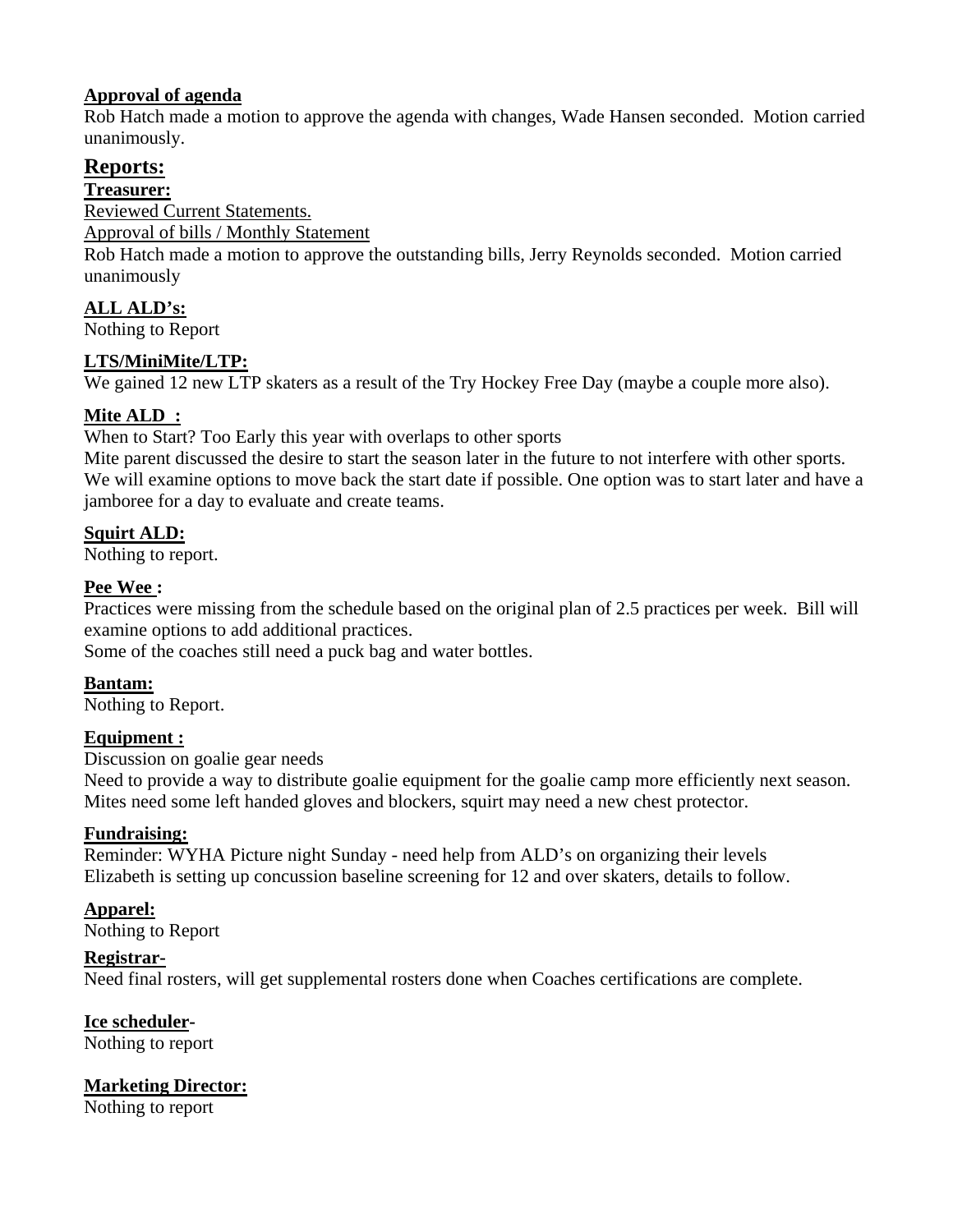**Approval of agenda**

Rob Hatch made a motion to approve the agenda with changes, Wade Hansen seconded. Motion carried unanimously.

## Reports:

**Treasurer:**

Reviewed Current Statements.

Approval of bills / Monthly Statement

Rob Hatch made a motion to approve the outstanding bills, Jerry Reynolds seconded. Motion carried unanimously

**ALL ALD's:**

Nothing to Report

**LTS/MiniMite/LTP:**

We gained 12 new LTP skaters as a result of the Try Hockey Free Day (maybe a couple more also).

**Mite ALD :**

When to Start? Too Early this year with overlaps to other sports

Mite parent discussed the desire to start the season later in the future to not interfere with other sports. We will examine options to move back the start date if possible. One option was to start later and have a jamboree for a day to evaluate and create teams.

**Squirt ALD:**

Nothing to report.

**Pee Wee :**

Practices were missing from the schedule based on the original plan of 2.5 practices per week. Bill will examine options to add additional practices.

Some of the coaches still need a puck bag and water bottles.

**Bantam:**

Nothing to Report.

**Equipment :**

Discussion on goalie gear needs

Need to provide a way to distribute goalie equipment for the goalie camp more efficiently next season. Mites need some left handed gloves and blockers, squirt may need a new chest protector.

**Fundraising:**

Reminder: WYHA Picture night Sunday - need help from ALD's on organizing their levels

Elizabeth is setting up concussion baseline screening for 12 and over skaters, details to follow.

**Apparel:**

Nothing to Report

**Registrar-**

Need final rosters, will get supplemental rosters done when Coaches certifications are complete.

**Ice scheduler-**

Nothing to report

**Marketing Director:**

Nothing to report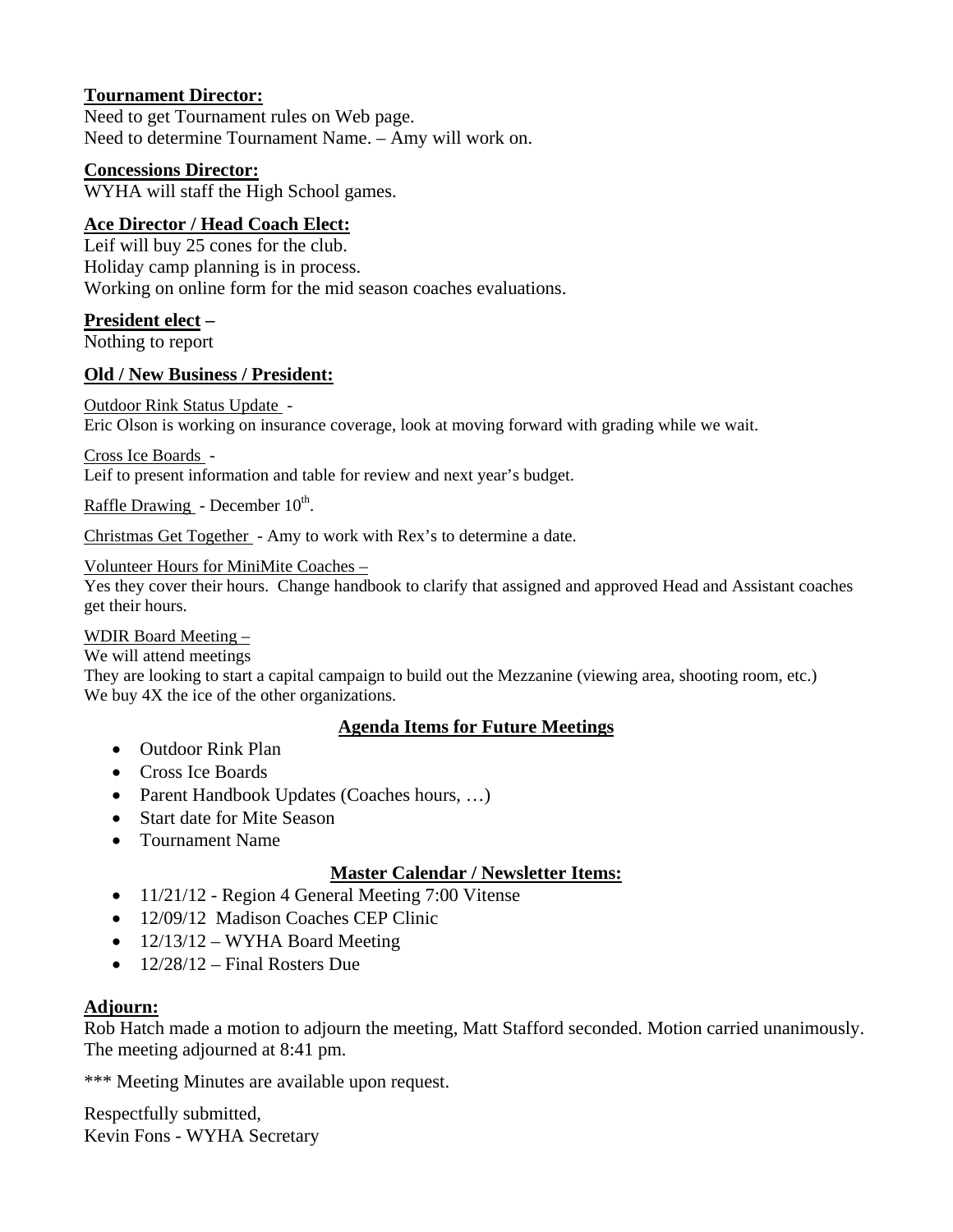**Tournament Director:**
Need to get Tournament rules on Web page.
Need to determine Tournament Name. – Amy will work on.

**Concessions Director:**
WYHA will staff the High School games.

**Ace Director / Head Coach Elect:**
Leif will buy 25 cones for the club.
Holiday camp planning is in process.
Working on online form for the mid season coaches evaluations.

**President elect** –
Nothing to report

**Old / New Business / President:**

Outdoor Rink Status Update -
Eric Olson is working on insurance coverage, look at moving forward with grading while we wait.

Cross Ice Boards -
Leif to present information and table for review and next year's budget.

Raffle Drawing - December 10th.

Christmas Get Together - Amy to work with Rex's to determine a date.

Volunteer Hours for MiniMite Coaches –
Yes they cover their hours. Change handbook to clarify that assigned and approved Head and Assistant coaches get their hours.

WDIR Board Meeting –
We will attend meetings
They are looking to start a capital campaign to build out the Mezzanine (viewing area, shooting room, etc.)
We buy 4X the ice of the other organizations.

**Agenda Items for Future Meetings**

- Outdoor Rink Plan
- Cross Ice Boards
- Parent Handbook Updates (Coaches hours, …)
- Start date for Mite Season
- Tournament Name

**Master Calendar / Newsletter Items:**

- 11/21/12 - Region 4 General Meeting 7:00 Vitense
- 12/09/12 Madison Coaches CEP Clinic
- 12/13/12 – WYHA Board Meeting
- 12/28/12 – Final Rosters Due

**Adjourn:**
Rob Hatch made a motion to adjourn the meeting, Matt Stafford seconded. Motion carried unanimously. The meeting adjourned at 8:41 pm.

*** Meeting Minutes are available upon request.

Respectfully submitted,
Kevin Fons - WYHA Secretary